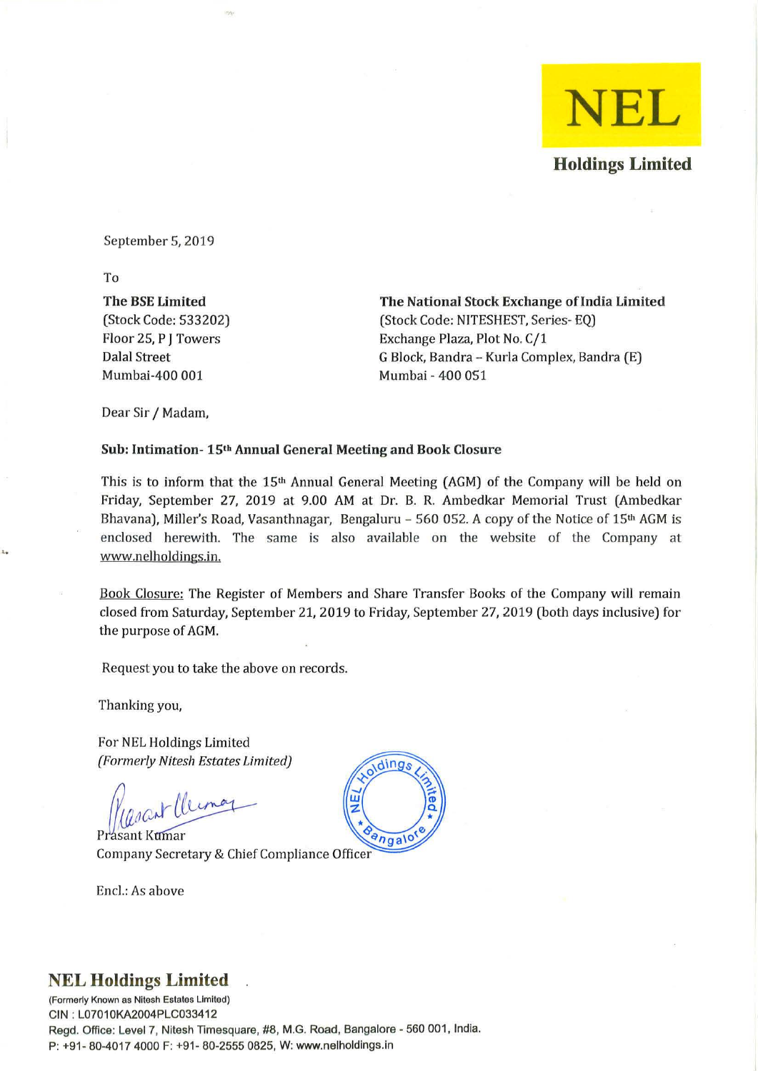**NEL**

**Holdings Limited**

September 5, 2019

To

**The BSE Limited**
(Stock Code: 533202)
Floor 25, P J Towers
Dalal Street
Mumbai-400 001

**The National Stock Exchange of India Limited**
(Stock Code: NITESHEST, Series- EQ)
Exchange Plaza, Plot No. C/1
G Block, Bandra – Kurla Complex, Bandra (E)
Mumbai - 400 051

Dear Sir / Madam,

**Sub: Intimation- 15th Annual General Meeting and Book Closure**

This is to inform that the 15th Annual General Meeting (AGM) of the Company will be held on Friday, September 27, 2019 at 9.00 AM at Dr. B. R. Ambedkar Memorial Trust (Ambedkar Bhavana), Miller's Road, Vasanthnagar, Bengaluru – 560 052. A copy of the Notice of 15th AGM is enclosed herewith. The same is also available on the website of the Company at www.nelholdings.in.

Book Closure: The Register of Members and Share Transfer Books of the Company will remain closed from Saturday, September 21, 2019 to Friday, September 27, 2019 (both days inclusive) for the purpose of AGM.

Request you to take the above on records.

Thanking you,

For NEL Holdings Limited
*(Formerly Nitesh Estates Limited)*

Prasant Kumar
Company Secretary & Chief Compliance Officer

Encl.: As above

**NEL Holdings Limited**
(Formerly Known as Nitesh Estates Limited)
CIN : L07010KA2004PLC033412
Regd. Office: Level 7, Nitesh Timesquare, #8, M.G. Road, Bangalore - 560 001, India.
P: +91- 80-4017 4000 F: +91- 80-2555 0825, W: www.nelholdings.in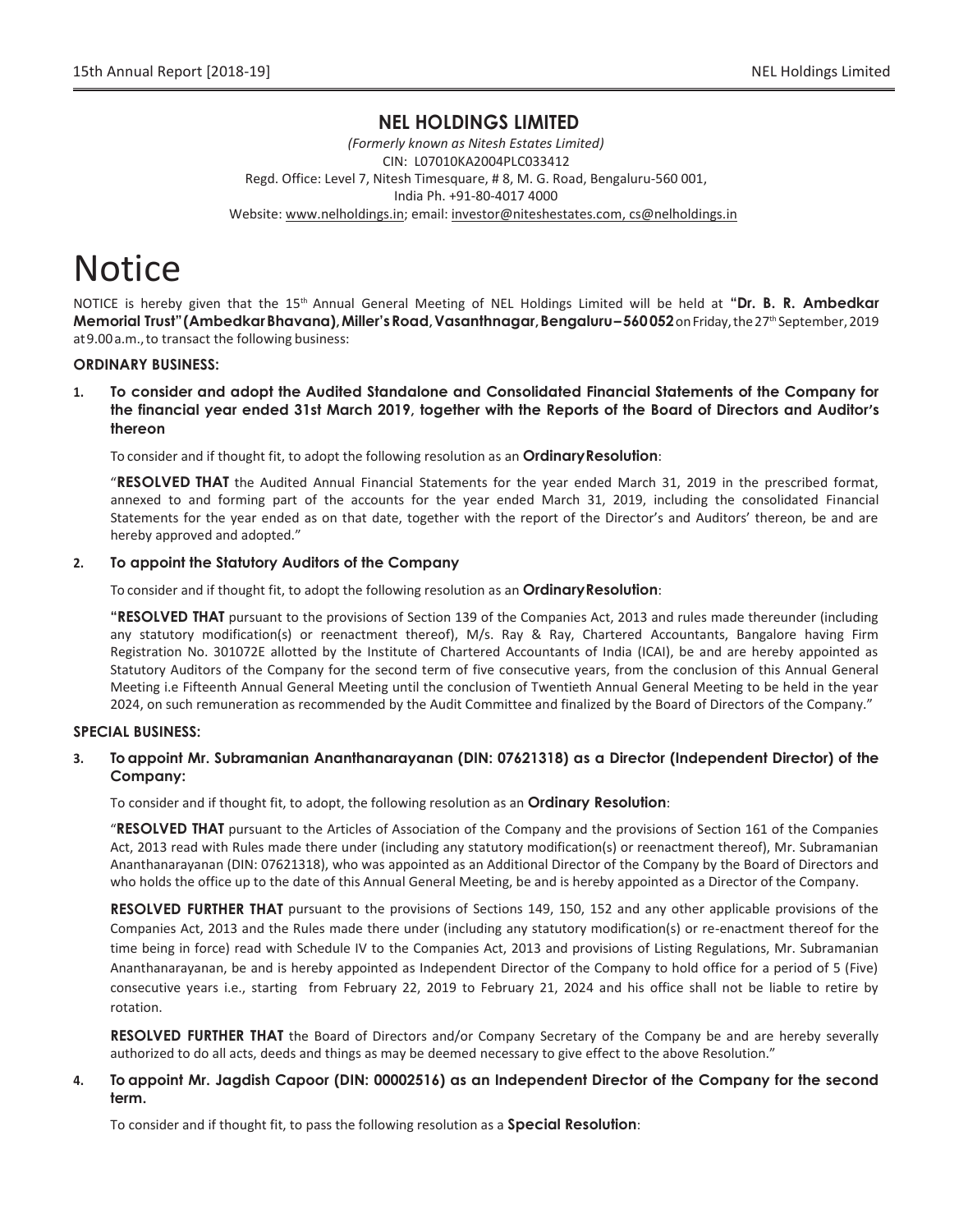## NEL HOLDINGS LIMITED

*(Formerly known as Nitesh Estates Limited)*
CIN: L07010KA2004PLC033412
Regd. Office: Level 7, Nitesh Timesquare, # 8, M. G. Road, Bengaluru-560 001,
India Ph. +91-80-4017 4000
Website: www.nelholdings.in; email: investor@niteshestates.com, cs@nelholdings.in

# Notice

NOTICE is hereby given that the 15th Annual General Meeting of NEL Holdings Limited will be held at **"Dr. B. R. Ambedkar Memorial Trust" (Ambedkar Bhavana), Miller's Road, Vasanthnagar, Bengaluru – 560 052** on Friday, the 27th September, 2019 at 9.00 a.m., to transact the following business:

### ORDINARY BUSINESS:

**1. To consider and adopt the Audited Standalone and Consolidated Financial Statements of the Company for the financial year ended 31st March 2019, together with the Reports of the Board of Directors and Auditor's thereon**

To consider and if thought fit, to adopt the following resolution as an **Ordinary Resolution**:

"**RESOLVED THAT** the Audited Annual Financial Statements for the year ended March 31, 2019 in the prescribed format, annexed to and forming part of the accounts for the year ended March 31, 2019, including the consolidated Financial Statements for the year ended as on that date, together with the report of the Director's and Auditors' thereon, be and are hereby approved and adopted."

**2. To appoint the Statutory Auditors of the Company**

To consider and if thought fit, to adopt the following resolution as an **Ordinary Resolution**:

**"RESOLVED THAT** pursuant to the provisions of Section 139 of the Companies Act, 2013 and rules made thereunder (including any statutory modification(s) or reenactment thereof), M/s. Ray & Ray, Chartered Accountants, Bangalore having Firm Registration No. 301072E allotted by the Institute of Chartered Accountants of India (ICAI), be and are hereby appointed as Statutory Auditors of the Company for the second term of five consecutive years, from the conclusion of this Annual General Meeting i.e Fifteenth Annual General Meeting until the conclusion of Twentieth Annual General Meeting to be held in the year 2024, on such remuneration as recommended by the Audit Committee and finalized by the Board of Directors of the Company."

### SPECIAL BUSINESS:

**3. To appoint Mr. Subramanian Ananthanarayanan (DIN: 07621318) as a Director (Independent Director) of the Company:**

To consider and if thought fit, to adopt, the following resolution as an **Ordinary Resolution**:

"**RESOLVED THAT** pursuant to the Articles of Association of the Company and the provisions of Section 161 of the Companies Act, 2013 read with Rules made there under (including any statutory modification(s) or reenactment thereof), Mr. Subramanian Ananthanarayanan (DIN: 07621318), who was appointed as an Additional Director of the Company by the Board of Directors and who holds the office up to the date of this Annual General Meeting, be and is hereby appointed as a Director of the Company.

**RESOLVED FURTHER THAT** pursuant to the provisions of Sections 149, 150, 152 and any other applicable provisions of the Companies Act, 2013 and the Rules made there under (including any statutory modification(s) or re-enactment thereof for the time being in force) read with Schedule IV to the Companies Act, 2013 and provisions of Listing Regulations, Mr. Subramanian Ananthanarayanan, be and is hereby appointed as Independent Director of the Company to hold office for a period of 5 (Five) consecutive years i.e., starting from February 22, 2019 to February 21, 2024 and his office shall not be liable to retire by rotation.

**RESOLVED FURTHER THAT** the Board of Directors and/or Company Secretary of the Company be and are hereby severally authorized to do all acts, deeds and things as may be deemed necessary to give effect to the above Resolution."

**4. To appoint Mr. Jagdish Capoor (DIN: 00002516) as an Independent Director of the Company for the second term.**

To consider and if thought fit, to pass the following resolution as a **Special Resolution**: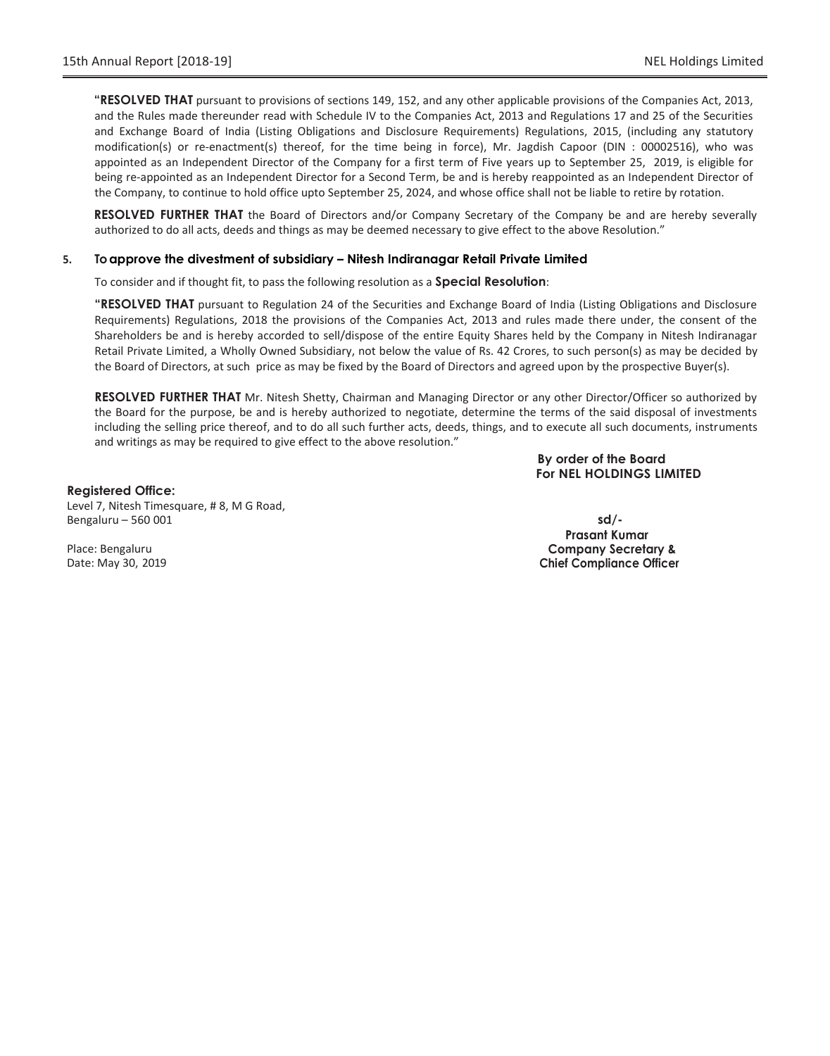**"RESOLVED THAT** pursuant to provisions of sections 149, 152, and any other applicable provisions of the Companies Act, 2013, and the Rules made thereunder read with Schedule IV to the Companies Act, 2013 and Regulations 17 and 25 of the Securities and Exchange Board of India (Listing Obligations and Disclosure Requirements) Regulations, 2015, (including any statutory modification(s) or re-enactment(s) thereof, for the time being in force), Mr. Jagdish Capoor (DIN : 00002516), who was appointed as an Independent Director of the Company for a first term of Five years up to September 25, 2019, is eligible for being re-appointed as an Independent Director for a Second Term, be and is hereby reappointed as an Independent Director of the Company, to continue to hold office upto September 25, 2024, and whose office shall not be liable to retire by rotation.

**RESOLVED FURTHER THAT** the Board of Directors and/or Company Secretary of the Company be and are hereby severally authorized to do all acts, deeds and things as may be deemed necessary to give effect to the above Resolution."

**5. To approve the divestment of subsidiary – Nitesh Indiranagar Retail Private Limited**

To consider and if thought fit, to pass the following resolution as a **Special Resolution**:

**"RESOLVED THAT** pursuant to Regulation 24 of the Securities and Exchange Board of India (Listing Obligations and Disclosure Requirements) Regulations, 2018 the provisions of the Companies Act, 2013 and rules made there under, the consent of the Shareholders be and is hereby accorded to sell/dispose of the entire Equity Shares held by the Company in Nitesh Indiranagar Retail Private Limited, a Wholly Owned Subsidiary, not below the value of Rs. 42 Crores, to such person(s) as may be decided by the Board of Directors, at such price as may be fixed by the Board of Directors and agreed upon by the prospective Buyer(s).

**RESOLVED FURTHER THAT** Mr. Nitesh Shetty, Chairman and Managing Director or any other Director/Officer so authorized by the Board for the purpose, be and is hereby authorized to negotiate, determine the terms of the said disposal of investments including the selling price thereof, and to do all such further acts, deeds, things, and to execute all such documents, instruments and writings as may be required to give effect to the above resolution."

**By order of the Board**
**For NEL HOLDINGS LIMITED**

**Registered Office:**
Level 7, Nitesh Timesquare, # 8, M G Road,
Bengaluru – 560 001

Place: Bengaluru
Date: May 30, 2019

**sd/-**
**Prasant Kumar**
**Company Secretary &**
**Chief Compliance Officer**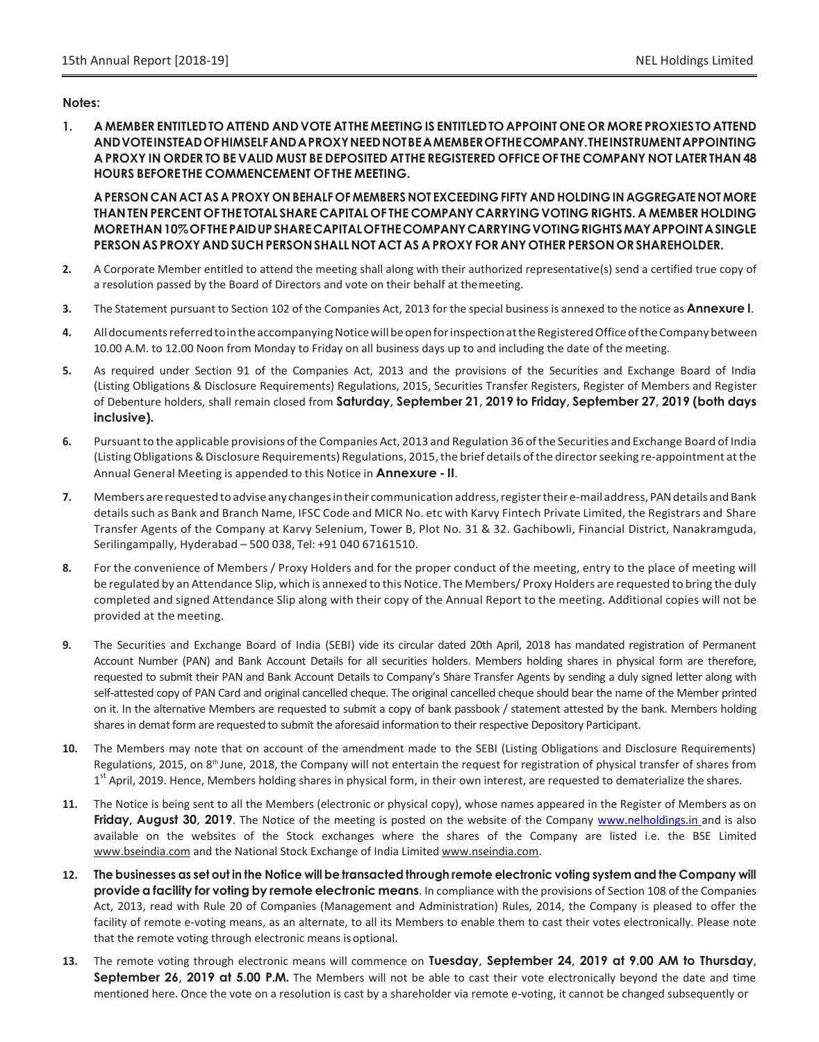**Notes:**

1. **A MEMBER ENTITLED TO ATTEND AND VOTE AT THE MEETING IS ENTITLED TO APPOINT ONE OR MORE PROXIES TO ATTEND AND VOTE INSTEAD OF HIMSELF AND A PROXY NEED NOT BE A MEMBER OF THE COMPANY. THE INSTRUMENT APPOINTING A PROXY IN ORDER TO BE VALID MUST BE DEPOSITED AT THE REGISTERED OFFICE OF THE COMPANY NOT LATER THAN 48 HOURS BEFORE THE COMMENCEMENT OF THE MEETING.**

   **A PERSON CAN ACT AS A PROXY ON BEHALF OF MEMBERS NOT EXCEEDING FIFTY AND HOLDING IN AGGREGATE NOT MORE THAN TEN PERCENT OF THE TOTAL SHARE CAPITAL OF THE COMPANY CARRYING VOTING RIGHTS. A MEMBER HOLDING MORE THAN 10% OF THE PAID UP SHARE CAPITAL OF THE COMPANY CARRYING VOTING RIGHTS MAY APPOINT A SINGLE PERSON AS PROXY AND SUCH PERSON SHALL NOT ACT AS A PROXY FOR ANY OTHER PERSON OR SHAREHOLDER.**

2. A Corporate Member entitled to attend the meeting shall along with their authorized representative(s) send a certified true copy of a resolution passed by the Board of Directors and vote on their behalf at the meeting.

3. The Statement pursuant to Section 102 of the Companies Act, 2013 for the special business is annexed to the notice as **Annexure I**.

4. All documents referred to in the accompanying Notice will be open for inspection at the Registered Office of the Company between 10.00 A.M. to 12.00 Noon from Monday to Friday on all business days up to and including the date of the meeting.

5. As required under Section 91 of the Companies Act, 2013 and the provisions of the Securities and Exchange Board of India (Listing Obligations & Disclosure Requirements) Regulations, 2015, Securities Transfer Registers, Register of Members and Register of Debenture holders, shall remain closed from **Saturday, September 21, 2019 to Friday, September 27, 2019 (both days inclusive).**

6. Pursuant to the applicable provisions of the Companies Act, 2013 and Regulation 36 of the Securities and Exchange Board of India (Listing Obligations & Disclosure Requirements) Regulations, 2015, the brief details of the director seeking re-appointment at the Annual General Meeting is appended to this Notice in **Annexure - II**.

7. Members are requested to advise any changes in their communication address, register their e-mail address, PAN details and Bank details such as Bank and Branch Name, IFSC Code and MICR No. etc with Karvy Fintech Private Limited, the Registrars and Share Transfer Agents of the Company at Karvy Selenium, Tower B, Plot No. 31 & 32. Gachibowli, Financial District, Nanakramguda, Serilingampally, Hyderabad – 500 038, Tel: +91 040 67161510.

8. For the convenience of Members / Proxy Holders and for the proper conduct of the meeting, entry to the place of meeting will be regulated by an Attendance Slip, which is annexed to this Notice. The Members/ Proxy Holders are requested to bring the duly completed and signed Attendance Slip along with their copy of the Annual Report to the meeting. Additional copies will not be provided at the meeting.

9. The Securities and Exchange Board of India (SEBI) vide its circular dated 20th April, 2018 has mandated registration of Permanent Account Number (PAN) and Bank Account Details for all securities holders. Members holding shares in physical form are therefore, requested to submit their PAN and Bank Account Details to Company's Share Transfer Agents by sending a duly signed letter along with self-attested copy of PAN Card and original cancelled cheque. The original cancelled cheque should bear the name of the Member printed on it. In the alternative Members are requested to submit a copy of bank passbook / statement attested by the bank. Members holding shares in demat form are requested to submit the aforesaid information to their respective Depository Participant.

10. The Members may note that on account of the amendment made to the SEBI (Listing Obligations and Disclosure Requirements) Regulations, 2015, on 8th June, 2018, the Company will not entertain the request for registration of physical transfer of shares from 1st April, 2019. Hence, Members holding shares in physical form, in their own interest, are requested to dematerialize the shares.

11. The Notice is being sent to all the Members (electronic or physical copy), whose names appeared in the Register of Members as on **Friday, August 30, 2019**. The Notice of the meeting is posted on the website of the Company www.nelholdings.in and is also available on the websites of the Stock exchanges where the shares of the Company are listed i.e. the BSE Limited www.bseindia.com and the National Stock Exchange of India Limited www.nseindia.com.

12. **The businesses as set out in the Notice will be transacted through remote electronic voting system and the Company will provide a facility for voting by remote electronic means**. In compliance with the provisions of Section 108 of the Companies Act, 2013, read with Rule 20 of Companies (Management and Administration) Rules, 2014, the Company is pleased to offer the facility of remote e-voting means, as an alternate, to all its Members to enable them to cast their votes electronically. Please note that the remote voting through electronic means is optional.

13. The remote voting through electronic means will commence on **Tuesday, September 24, 2019 at 9.00 AM to Thursday, September 26, 2019 at 5.00 P.M.** The Members will not be able to cast their vote electronically beyond the date and time mentioned here. Once the vote on a resolution is cast by a shareholder via remote e-voting, it cannot be changed subsequently or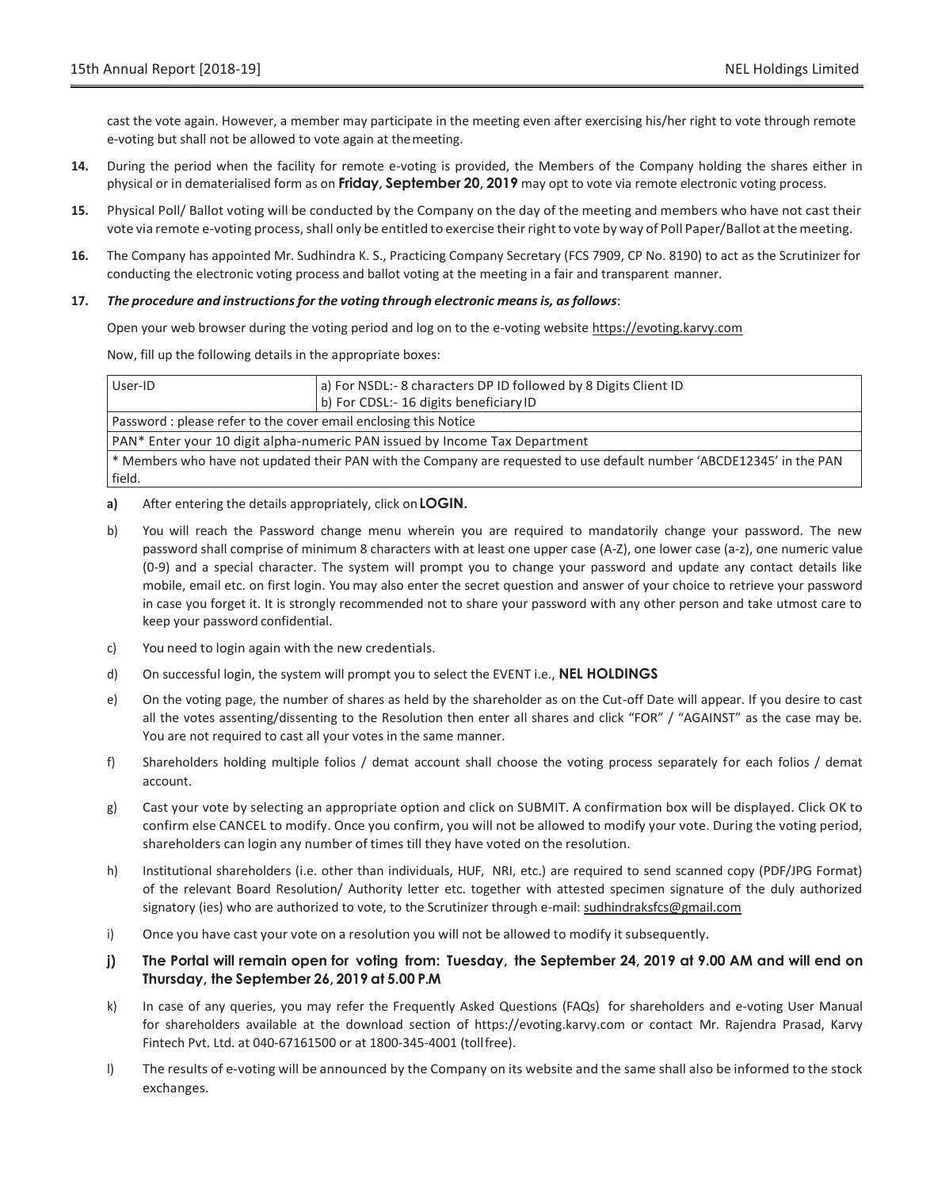cast the vote again. However, a member may participate in the meeting even after exercising his/her right to vote through remote e-voting but shall not be allowed to vote again at the meeting.

**14.** During the period when the facility for remote e-voting is provided, the Members of the Company holding the shares either in physical or in dematerialised form as on **Friday, September 20, 2019** may opt to vote via remote electronic voting process.

**15.** Physical Poll/ Ballot voting will be conducted by the Company on the day of the meeting and members who have not cast their vote via remote e-voting process, shall only be entitled to exercise their right to vote by way of Poll Paper/Ballot at the meeting.

**16.** The Company has appointed Mr. Sudhindra K. S., Practicing Company Secretary (FCS 7909, CP No. 8190) to act as the Scrutinizer for conducting the electronic voting process and ballot voting at the meeting in a fair and transparent manner.

**17.** ***The procedure and instructions for the voting through electronic means is, as follows***:

Open your web browser during the voting period and log on to the e-voting website https://evoting.karvy.com

Now, fill up the following details in the appropriate boxes:

| User-ID | a) For NSDL:- 8 characters DP ID followed by 8 Digits Client ID<br>b) For CDSL:- 16 digits beneficiary ID |
|---|---|
| Password : please refer to the cover email enclosing this Notice | |
| PAN* Enter your 10 digit alpha-numeric PAN issued by Income Tax Department | |
| * Members who have not updated their PAN with the Company are requested to use default number 'ABCDE12345' in the PAN field. | |

**a)** After entering the details appropriately, click on **LOGIN.**

b) You will reach the Password change menu wherein you are required to mandatorily change your password. The new password shall comprise of minimum 8 characters with at least one upper case (A-Z), one lower case (a-z), one numeric value (0-9) and a special character. The system will prompt you to change your password and update any contact details like mobile, email etc. on first login. You may also enter the secret question and answer of your choice to retrieve your password in case you forget it. It is strongly recommended not to share your password with any other person and take utmost care to keep your password confidential.

c) You need to login again with the new credentials.

d) On successful login, the system will prompt you to select the EVENT i.e., **NEL HOLDINGS**

e) On the voting page, the number of shares as held by the shareholder as on the Cut-off Date will appear. If you desire to cast all the votes assenting/dissenting to the Resolution then enter all shares and click "FOR" / "AGAINST" as the case may be. You are not required to cast all your votes in the same manner.

f) Shareholders holding multiple folios / demat account shall choose the voting process separately for each folios / demat account.

g) Cast your vote by selecting an appropriate option and click on SUBMIT. A confirmation box will be displayed. Click OK to confirm else CANCEL to modify. Once you confirm, you will not be allowed to modify your vote. During the voting period, shareholders can login any number of times till they have voted on the resolution.

h) Institutional shareholders (i.e. other than individuals, HUF, NRI, etc.) are required to send scanned copy (PDF/JPG Format) of the relevant Board Resolution/ Authority letter etc. together with attested specimen signature of the duly authorized signatory (ies) who are authorized to vote, to the Scrutinizer through e-mail: sudhindraksfcs@gmail.com

i) Once you have cast your vote on a resolution you will not be allowed to modify it subsequently.

**j) The Portal will remain open for voting from: Tuesday, the September 24, 2019 at 9.00 AM and will end on Thursday, the September 26, 2019 at 5.00 P.M**

k) In case of any queries, you may refer the Frequently Asked Questions (FAQs) for shareholders and e-voting User Manual for shareholders available at the download section of https://evoting.karvy.com or contact Mr. Rajendra Prasad, Karvy Fintech Pvt. Ltd. at 040-67161500 or at 1800-345-4001 (toll free).

l) The results of e-voting will be announced by the Company on its website and the same shall also be informed to the stock exchanges.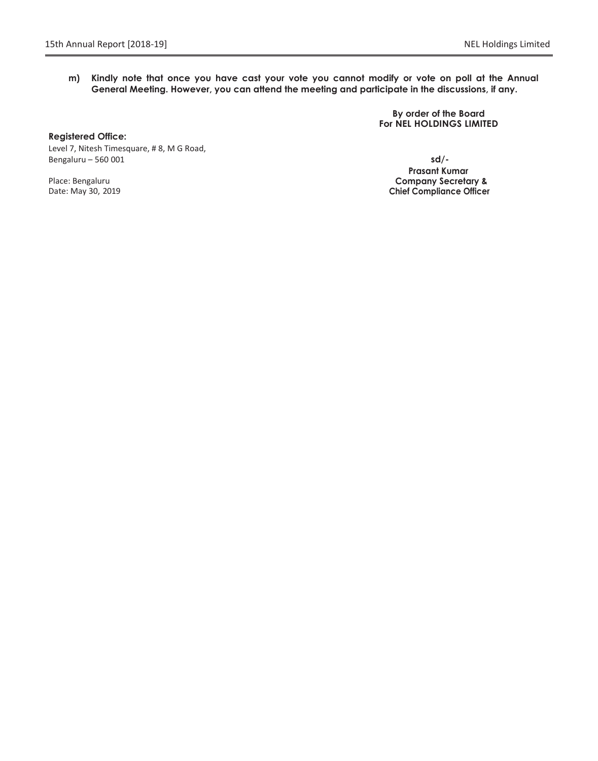**m) Kindly note that once you have cast your vote you cannot modify or vote on poll at the Annual General Meeting. However, you can attend the meeting and participate in the discussions, if any.**

**By order of the Board**
**For NEL HOLDINGS LIMITED**

**Registered Office:**
Level 7, Nitesh Timesquare, # 8, M G Road,
Bengaluru – 560 001

Place: Bengaluru
Date: May 30, 2019

**sd/-**
**Prasant Kumar**
**Company Secretary &**
**Chief Compliance Officer**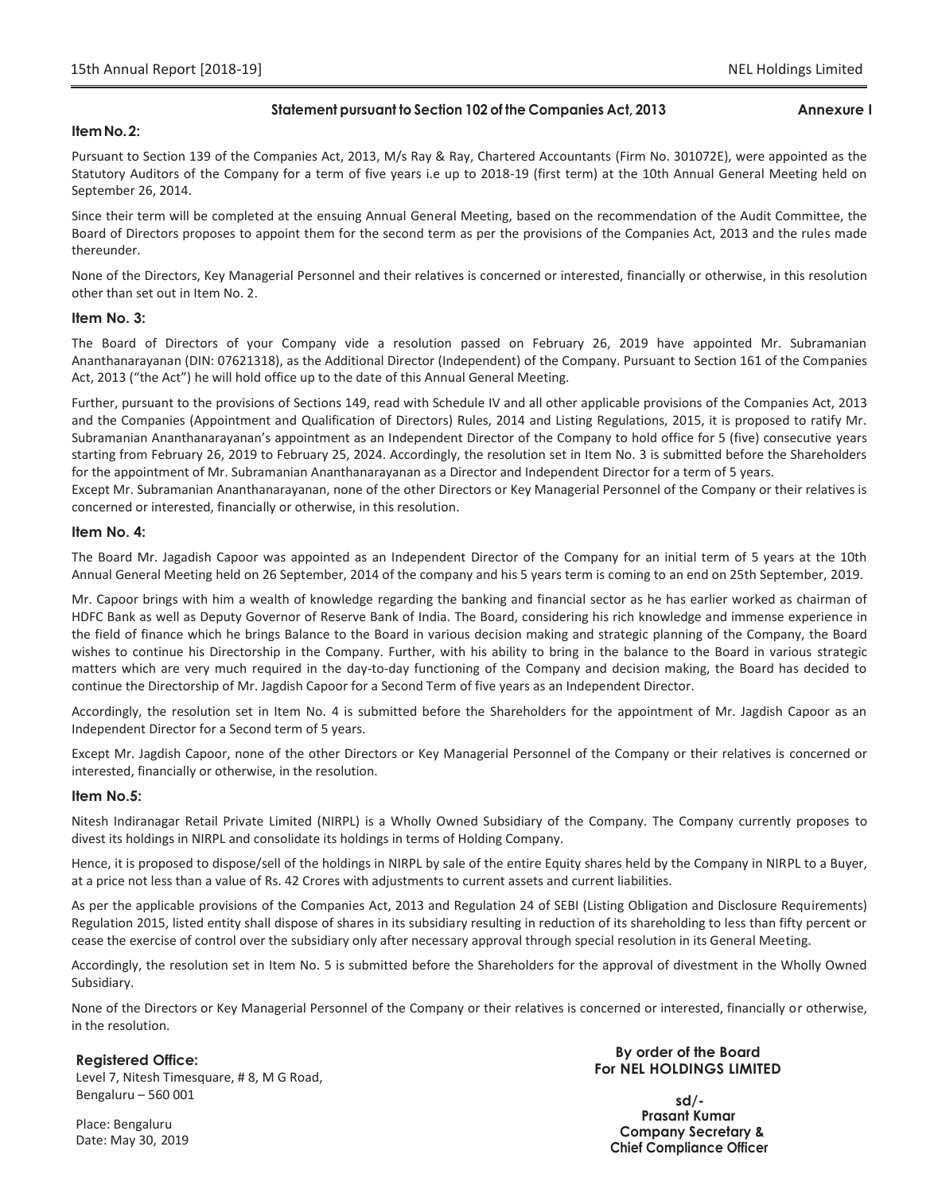## Statement pursuant to Section 102 of the Companies Act, 2013

**Annexure I**

### Item No. 2:

Pursuant to Section 139 of the Companies Act, 2013, M/s Ray & Ray, Chartered Accountants (Firm No. 301072E), were appointed as the Statutory Auditors of the Company for a term of five years i.e up to 2018-19 (first term) at the 10th Annual General Meeting held on September 26, 2014.

Since their term will be completed at the ensuing Annual General Meeting, based on the recommendation of the Audit Committee, the Board of Directors proposes to appoint them for the second term as per the provisions of the Companies Act, 2013 and the rules made thereunder.

None of the Directors, Key Managerial Personnel and their relatives is concerned or interested, financially or otherwise, in this resolution other than set out in Item No. 2.

### Item No. 3:

The Board of Directors of your Company vide a resolution passed on February 26, 2019 have appointed Mr. Subramanian Ananthanarayanan (DIN: 07621318), as the Additional Director (Independent) of the Company. Pursuant to Section 161 of the Companies Act, 2013 ("the Act") he will hold office up to the date of this Annual General Meeting.

Further, pursuant to the provisions of Sections 149, read with Schedule IV and all other applicable provisions of the Companies Act, 2013 and the Companies (Appointment and Qualification of Directors) Rules, 2014 and Listing Regulations, 2015, it is proposed to ratify Mr. Subramanian Ananthanarayanan's appointment as an Independent Director of the Company to hold office for 5 (five) consecutive years starting from February 26, 2019 to February 25, 2024. Accordingly, the resolution set in Item No. 3 is submitted before the Shareholders for the appointment of Mr. Subramanian Ananthanarayanan as a Director and Independent Director for a term of 5 years.

Except Mr. Subramanian Ananthanarayanan, none of the other Directors or Key Managerial Personnel of the Company or their relatives is concerned or interested, financially or otherwise, in this resolution.

### Item No. 4:

The Board Mr. Jagadish Capoor was appointed as an Independent Director of the Company for an initial term of 5 years at the 10th Annual General Meeting held on 26 September, 2014 of the company and his 5 years term is coming to an end on 25th September, 2019.

Mr. Capoor brings with him a wealth of knowledge regarding the banking and financial sector as he has earlier worked as chairman of HDFC Bank as well as Deputy Governor of Reserve Bank of India. The Board, considering his rich knowledge and immense experience in the field of finance which he brings Balance to the Board in various decision making and strategic planning of the Company, the Board wishes to continue his Directorship in the Company. Further, with his ability to bring in the balance to the Board in various strategic matters which are very much required in the day-to-day functioning of the Company and decision making, the Board has decided to continue the Directorship of Mr. Jagdish Capoor for a Second Term of five years as an Independent Director.

Accordingly, the resolution set in Item No. 4 is submitted before the Shareholders for the appointment of Mr. Jagdish Capoor as an Independent Director for a Second term of 5 years.

Except Mr. Jagdish Capoor, none of the other Directors or Key Managerial Personnel of the Company or their relatives is concerned or interested, financially or otherwise, in the resolution.

### Item No.5:

Nitesh Indiranagar Retail Private Limited (NIRPL) is a Wholly Owned Subsidiary of the Company. The Company currently proposes to divest its holdings in NIRPL and consolidate its holdings in terms of Holding Company.

Hence, it is proposed to dispose/sell of the holdings in NIRPL by sale of the entire Equity shares held by the Company in NIRPL to a Buyer, at a price not less than a value of Rs. 42 Crores with adjustments to current assets and current liabilities.

As per the applicable provisions of the Companies Act, 2013 and Regulation 24 of SEBI (Listing Obligation and Disclosure Requirements) Regulation 2015, listed entity shall dispose of shares in its subsidiary resulting in reduction of its shareholding to less than fifty percent or cease the exercise of control over the subsidiary only after necessary approval through special resolution in its General Meeting.

Accordingly, the resolution set in Item No. 5 is submitted before the Shareholders for the approval of divestment in the Wholly Owned Subsidiary.

None of the Directors or Key Managerial Personnel of the Company or their relatives is concerned or interested, financially or otherwise, in the resolution.

**Registered Office:**
Level 7, Nitesh Timesquare, # 8, M G Road,
Bengaluru – 560 001

Place: Bengaluru
Date: May 30, 2019

**By order of the Board**
**For NEL HOLDINGS LIMITED**

**sd/-**
**Prasant Kumar**
**Company Secretary &**
**Chief Compliance Officer**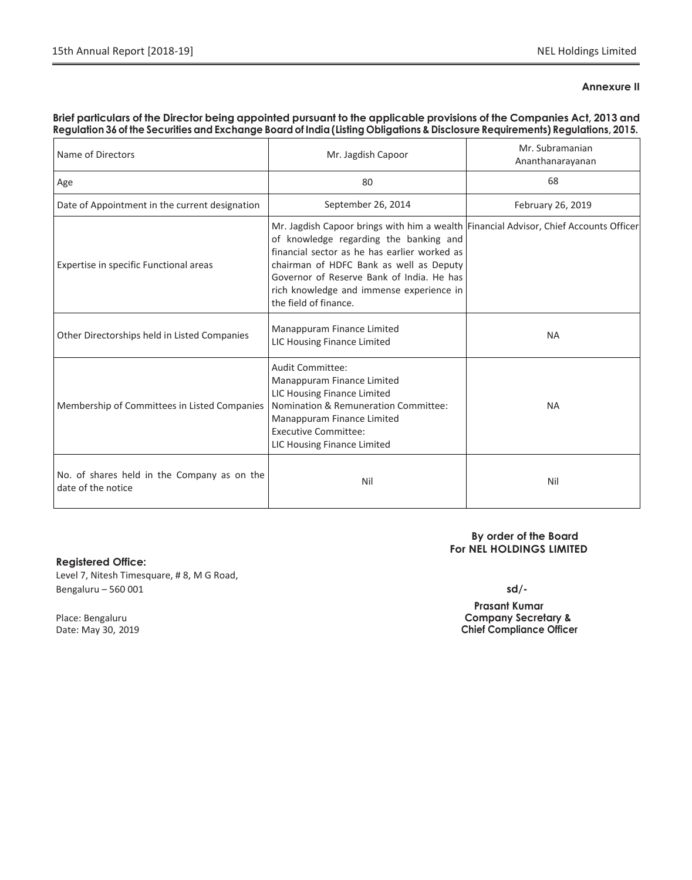**Annexure II**

**Brief particulars of the Director being appointed pursuant to the applicable provisions of the Companies Act, 2013 and Regulation 36 of the Securities and Exchange Board of India (Listing Obligations & Disclosure Requirements) Regulations, 2015.**

| Name of Directors | Mr. Jagdish Capoor | Mr. Subramanian Ananthanarayanan |
|---|---|---|
| Age | 80 | 68 |
| Date of Appointment in the current designation | September 26, 2014 | February 26, 2019 |
| Expertise in specific Functional areas | Mr. Jagdish Capoor brings with him a wealth of knowledge regarding the banking and financial sector as he has earlier worked as chairman of HDFC Bank as well as Deputy Governor of Reserve Bank of India. He has rich knowledge and immense experience in the field of finance. | Financial Advisor, Chief Accounts Officer |
| Other Directorships held in Listed Companies | Manappuram Finance Limited<br>LIC Housing Finance Limited | NA |
| Membership of Committees in Listed Companies | Audit Committee:<br>Manappuram Finance Limited<br>LIC Housing Finance Limited<br>Nomination & Remuneration Committee:<br>Manappuram Finance Limited<br>Executive Committee:<br>LIC Housing Finance Limited | NA |
| No. of shares held in the Company as on the date of the notice | Nil | Nil |

**By order of the Board**
**For NEL HOLDINGS LIMITED**

**Registered Office:**
Level 7, Nitesh Timesquare, # 8, M G Road,
Bengaluru – 560 001

**sd/-**

Place: Bengaluru
Date: May 30, 2019

**Prasant Kumar**
**Company Secretary &**
**Chief Compliance Officer**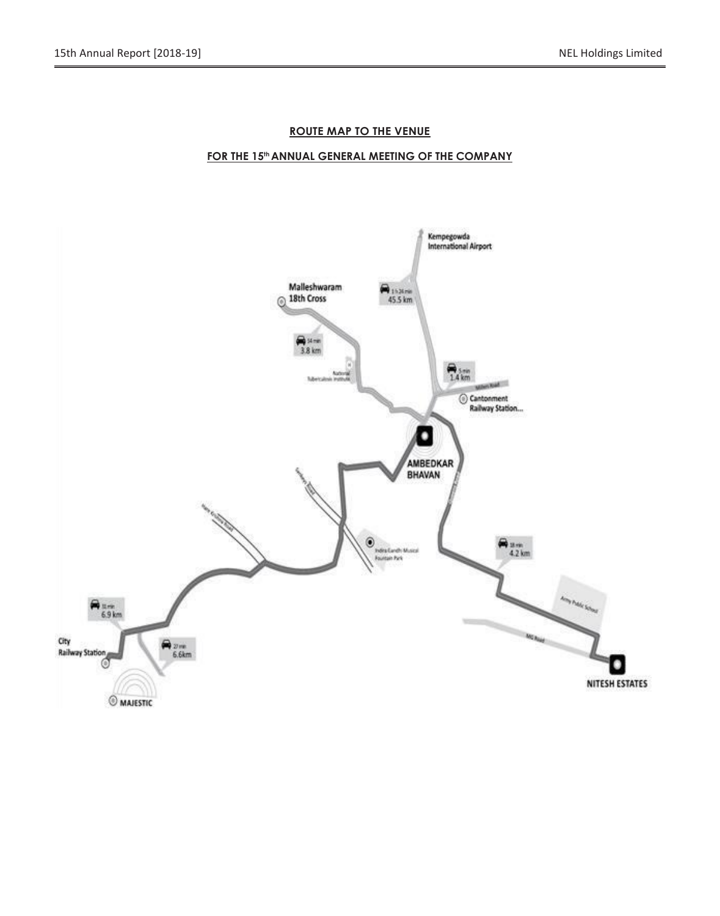**ROUTE MAP TO THE VENUE**

**FOR THE 15th ANNUAL GENERAL MEETING OF THE COMPANY**

Kempegowda International Airport

1 h 26 min
45.5 km

Malleshwaram 18th Cross

14 min
3.8 km

National Tuberculosis Institute

5 min
1.4 km

Millers Road

Cantonment Railway Station...

AMBEDKAR BHAVAN

Indira Gandhi Musical Fountain Park

18 min
4.2 km

Army Public School

MG Road

NITESH ESTATES

31 min
6.9 km

City Railway Station

27 min
6.6km

MAJESTIC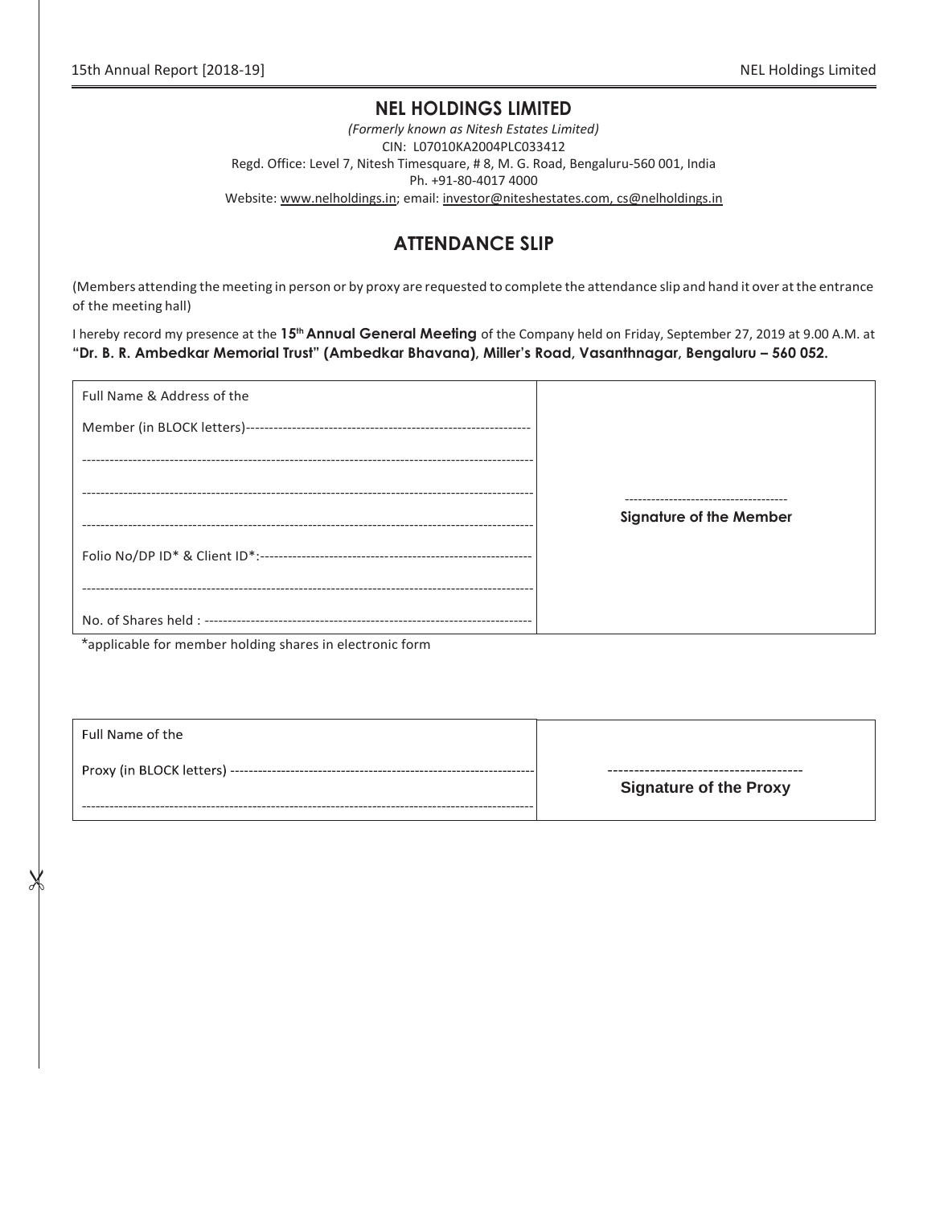# NEL HOLDINGS LIMITED

*(Formerly known as Nitesh Estates Limited)*

CIN: L07010KA2004PLC033412

Regd. Office: Level 7, Nitesh Timesquare, # 8, M. G. Road, Bengaluru-560 001, India

Ph. +91-80-4017 4000

Website: www.nelholdings.in; email: investor@niteshestates.com, cs@nelholdings.in

## ATTENDANCE SLIP

(Members attending the meeting in person or by proxy are requested to complete the attendance slip and hand it over at the entrance of the meeting hall)

I hereby record my presence at the **15th Annual General Meeting** of the Company held on Friday, September 27, 2019 at 9.00 A.M. at **"Dr. B. R. Ambedkar Memorial Trust" (Ambedkar Bhavana), Miller's Road, Vasanthnagar, Bengaluru – 560 052.**

| Member details | Signature |
|---|---|
| Full Name & Address of the Member (in BLOCK letters)------------------------------------------------------------ | |
| ------------------------------------------------------------------------------------------------ | |
| ------------------------------------------------------------------------------------------------ | ------------------------------------ |
| ------------------------------------------------------------------------------------------------ | **Signature of the Member** |
| Folio No/DP ID* & Client ID*:---------------------------------------------------------- | |
| ------------------------------------------------------------------------------------------------ | |
| No. of Shares held : --------------------------------------------------------------------- | |

*applicable for member holding shares in electronic form

| Proxy details | Signature |
|---|---|
| Full Name of the Proxy (in BLOCK letters) ----------------------------------------------------------------- | ------------------------------------ |
| ------------------------------------------------------------------------------------------------ | **Signature of the Proxy** |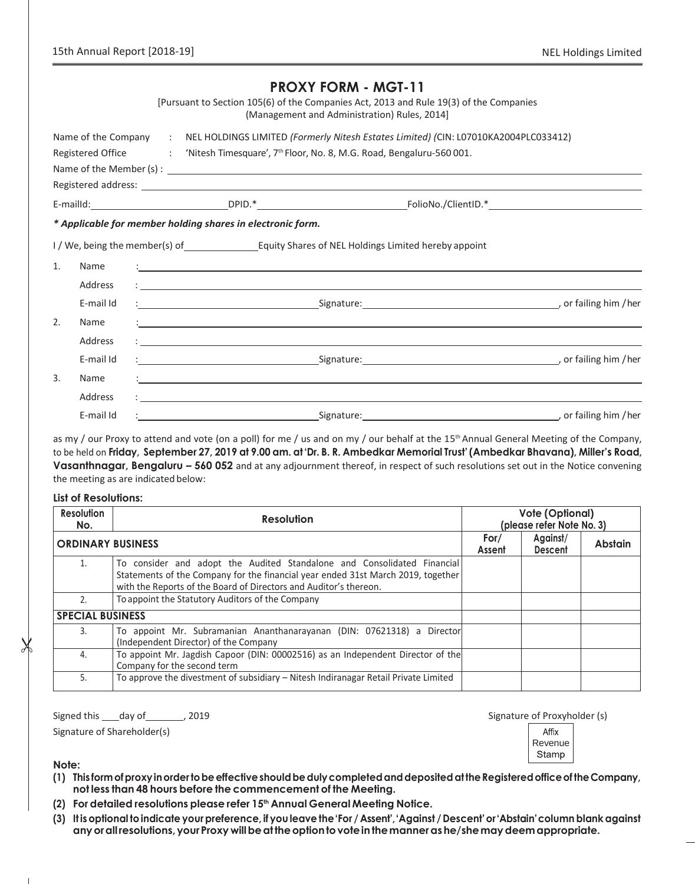# PROXY FORM - MGT-11

[Pursuant to Section 105(6) of the Companies Act, 2013 and Rule 19(3) of the Companies (Management and Administration) Rules, 2014]

Name of the Company : NEL HOLDINGS LIMITED *(Formerly Nitesh Estates Limited) (*CIN: L07010KA2004PLC033412)

Registered Office : 'Nitesh Timesquare', 7th Floor, No. 8, M.G. Road, Bengaluru-560 001.

Name of the Member (s) : ______________________________

Registered address: ______________________________

E-mailId: ______________ DPID.* ______________ FolioNo./ClientID.* ______________

***\* Applicable for member holding shares in electronic form.***

I / We, being the member(s) of ______________ Equity Shares of NEL Holdings Limited hereby appoint

1. Name : ______________________________
   Address : ______________________________
   E-mail Id : ______________ Signature: ______________, or failing him / her
2. Name : ______________________________
   Address : ______________________________
   E-mail Id : ______________ Signature: ______________, or failing him / her
3. Name : ______________________________
   Address : ______________________________
   E-mail Id : ______________ Signature: ______________, or failing him / her

as my / our Proxy to attend and vote (on a poll) for me / us and on my / our behalf at the 15th Annual General Meeting of the Company, to be held on **Friday, September 27, 2019 at 9.00 am. at 'Dr. B. R. Ambedkar Memorial Trust' (Ambedkar Bhavana), Miller's Road, Vasanthnagar, Bengaluru – 560 052** and at any adjournment thereof, in respect of such resolutions set out in the Notice convening the meeting as are indicated below:

**List of Resolutions:**

| Resolution No. | Resolution | Vote (Optional) (please refer Note No. 3) | | |
|---|---|---|---|---|
| **ORDINARY BUSINESS** | | **For/ Assent** | **Against/ Descent** | **Abstain** |
| 1. | To consider and adopt the Audited Standalone and Consolidated Financial Statements of the Company for the financial year ended 31st March 2019, together with the Reports of the Board of Directors and Auditor's thereon. | | | |
| 2. | To appoint the Statutory Auditors of the Company | | | |
| **SPECIAL BUSINESS** | | | | |
| 3. | To appoint Mr. Subramanian Ananthanarayanan (DIN: 07621318) a Director (Independent Director) of the Company | | | |
| 4. | To appoint Mr. Jagdish Capoor (DIN: 00002516) as an Independent Director of the Company for the second term | | | |
| 5. | To approve the divestment of subsidiary – Nitesh Indiranagar Retail Private Limited | | | |

Signed this ____ day of ________, 2019

Signature of Shareholder(s)

Signature of Proxyholder (s)

Affix Revenue Stamp

**Note:**

1. **This form of proxy in order to be effective should be duly completed and deposited at the Registered office of the Company, not less than 48 hours before the commencement of the Meeting.**
2. **For detailed resolutions please refer 15th Annual General Meeting Notice.**
3. **It is optional to indicate your preference, if you leave the 'For / Assent', 'Against / Descent' or 'Abstain' column blank against any or all resolutions, your Proxy will be at the option to vote in the manner as he/she may deem appropriate.**